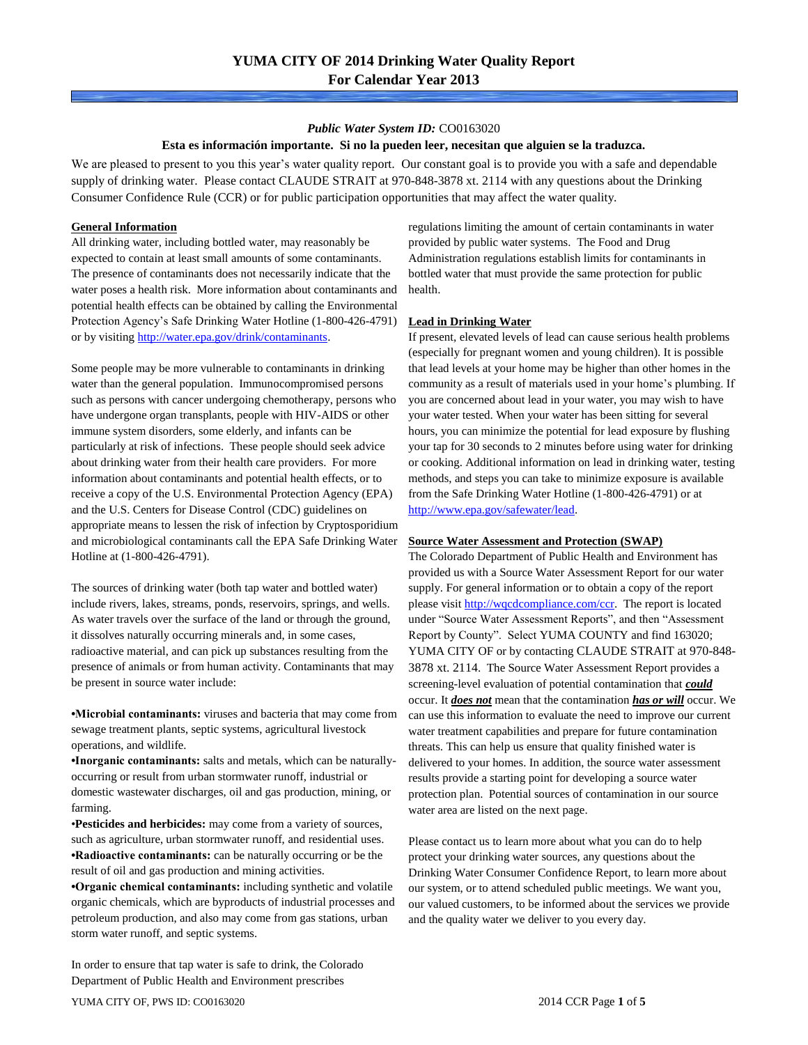# YUMA CITY OF 2014 Drinking Water Quality Report
## For Calendar Year 2013

***Public Water System ID:*** CO0163020

**Esta es información importante. Si no la pueden leer, necesitan que alguien se la traduzca.**

We are pleased to present to you this year's water quality report. Our constant goal is to provide you with a safe and dependable supply of drinking water. Please contact CLAUDE STRAIT at 970-848-3878 xt. 2114 with any questions about the Drinking Consumer Confidence Rule (CCR) or for public participation opportunities that may affect the water quality.

### General Information

All drinking water, including bottled water, may reasonably be expected to contain at least small amounts of some contaminants. The presence of contaminants does not necessarily indicate that the water poses a health risk. More information about contaminants and potential health effects can be obtained by calling the Environmental Protection Agency's Safe Drinking Water Hotline (1-800-426-4791) or by visiting http://water.epa.gov/drink/contaminants.

Some people may be more vulnerable to contaminants in drinking water than the general population. Immunocompromised persons such as persons with cancer undergoing chemotherapy, persons who have undergone organ transplants, people with HIV-AIDS or other immune system disorders, some elderly, and infants can be particularly at risk of infections. These people should seek advice about drinking water from their health care providers. For more information about contaminants and potential health effects, or to receive a copy of the U.S. Environmental Protection Agency (EPA) and the U.S. Centers for Disease Control (CDC) guidelines on appropriate means to lessen the risk of infection by Cryptosporidium and microbiological contaminants call the EPA Safe Drinking Water Hotline at (1-800-426-4791).

The sources of drinking water (both tap water and bottled water) include rivers, lakes, streams, ponds, reservoirs, springs, and wells. As water travels over the surface of the land or through the ground, it dissolves naturally occurring minerals and, in some cases, radioactive material, and can pick up substances resulting from the presence of animals or from human activity. Contaminants that may be present in source water include:

- **Microbial contaminants:** viruses and bacteria that may come from sewage treatment plants, septic systems, agricultural livestock operations, and wildlife.
- **Inorganic contaminants:** salts and metals, which can be naturally-occurring or result from urban stormwater runoff, industrial or domestic wastewater discharges, oil and gas production, mining, or farming.
- **Pesticides and herbicides:** may come from a variety of sources, such as agriculture, urban stormwater runoff, and residential uses.
- **Radioactive contaminants:** can be naturally occurring or be the result of oil and gas production and mining activities.
- **Organic chemical contaminants:** including synthetic and volatile organic chemicals, which are byproducts of industrial processes and petroleum production, and also may come from gas stations, urban storm water runoff, and septic systems.

In order to ensure that tap water is safe to drink, the Colorado Department of Public Health and Environment prescribes regulations limiting the amount of certain contaminants in water provided by public water systems. The Food and Drug Administration regulations establish limits for contaminants in bottled water that must provide the same protection for public health.

### Lead in Drinking Water

If present, elevated levels of lead can cause serious health problems (especially for pregnant women and young children). It is possible that lead levels at your home may be higher than other homes in the community as a result of materials used in your home's plumbing. If you are concerned about lead in your water, you may wish to have your water tested. When your water has been sitting for several hours, you can minimize the potential for lead exposure by flushing your tap for 30 seconds to 2 minutes before using water for drinking or cooking. Additional information on lead in drinking water, testing methods, and steps you can take to minimize exposure is available from the Safe Drinking Water Hotline (1-800-426-4791) or at http://www.epa.gov/safewater/lead.

### Source Water Assessment and Protection (SWAP)

The Colorado Department of Public Health and Environment has provided us with a Source Water Assessment Report for our water supply. For general information or to obtain a copy of the report please visit http://wqcdcompliance.com/ccr. The report is located under "Source Water Assessment Reports", and then "Assessment Report by County". Select YUMA COUNTY and find 163020; YUMA CITY OF or by contacting CLAUDE STRAIT at 970-848-3878 xt. 2114. The Source Water Assessment Report provides a screening-level evaluation of potential contamination that ***could*** occur. It ***does not*** mean that the contamination ***has or will*** occur. We can use this information to evaluate the need to improve our current water treatment capabilities and prepare for future contamination threats. This can help us ensure that quality finished water is delivered to your homes. In addition, the source water assessment results provide a starting point for developing a source water protection plan. Potential sources of contamination in our source water area are listed on the next page.

Please contact us to learn more about what you can do to help protect your drinking water sources, any questions about the Drinking Water Consumer Confidence Report, to learn more about our system, or to attend scheduled public meetings. We want you, our valued customers, to be informed about the services we provide and the quality water we deliver to you every day.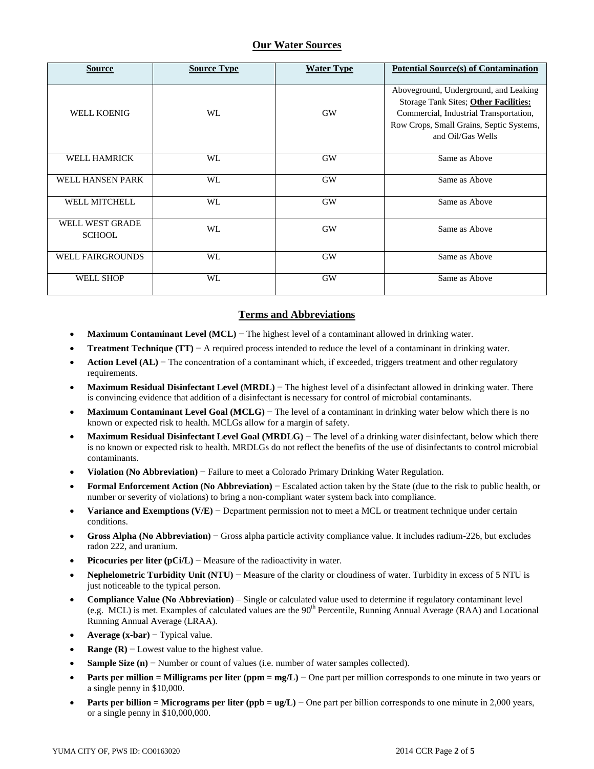## Our Water Sources

| Source | Source Type | Water Type | Potential Source(s) of Contamination |
|---|---|---|---|
| WELL KOENIG | WL | GW | Aboveground, Underground, and Leaking Storage Tank Sites; **Other Facilities:** Commercial, Industrial Transportation, Row Crops, Small Grains, Septic Systems, and Oil/Gas Wells |
| WELL HAMRICK | WL | GW | Same as Above |
| WELL HANSEN PARK | WL | GW | Same as Above |
| WELL MITCHELL | WL | GW | Same as Above |
| WELL WEST GRADE SCHOOL | WL | GW | Same as Above |
| WELL FAIRGROUNDS | WL | GW | Same as Above |
| WELL SHOP | WL | GW | Same as Above |

## Terms and Abbreviations

- **Maximum Contaminant Level (MCL)** − The highest level of a contaminant allowed in drinking water.
- **Treatment Technique (TT)** − A required process intended to reduce the level of a contaminant in drinking water.
- **Action Level (AL)** − The concentration of a contaminant which, if exceeded, triggers treatment and other regulatory requirements.
- **Maximum Residual Disinfectant Level (MRDL)** − The highest level of a disinfectant allowed in drinking water. There is convincing evidence that addition of a disinfectant is necessary for control of microbial contaminants.
- **Maximum Contaminant Level Goal (MCLG)** − The level of a contaminant in drinking water below which there is no known or expected risk to health. MCLGs allow for a margin of safety.
- **Maximum Residual Disinfectant Level Goal (MRDLG)** − The level of a drinking water disinfectant, below which there is no known or expected risk to health. MRDLGs do not reflect the benefits of the use of disinfectants to control microbial contaminants.
- **Violation (No Abbreviation)** − Failure to meet a Colorado Primary Drinking Water Regulation.
- **Formal Enforcement Action (No Abbreviation)** − Escalated action taken by the State (due to the risk to public health, or number or severity of violations) to bring a non-compliant water system back into compliance.
- **Variance and Exemptions (V/E)** − Department permission not to meet a MCL or treatment technique under certain conditions.
- **Gross Alpha (No Abbreviation)** − Gross alpha particle activity compliance value. It includes radium-226, but excludes radon 222, and uranium.
- **Picocuries per liter (pCi/L)** − Measure of the radioactivity in water.
- **Nephelometric Turbidity Unit (NTU)** − Measure of the clarity or cloudiness of water. Turbidity in excess of 5 NTU is just noticeable to the typical person.
- **Compliance Value (No Abbreviation)** – Single or calculated value used to determine if regulatory contaminant level (e.g. MCL) is met. Examples of calculated values are the 90th Percentile, Running Annual Average (RAA) and Locational Running Annual Average (LRAA).
- **Average (x-bar)** − Typical value.
- **Range (R)** − Lowest value to the highest value.
- **Sample Size (n)** − Number or count of values (i.e. number of water samples collected).
- **Parts per million = Milligrams per liter (ppm = mg/L)** − One part per million corresponds to one minute in two years or a single penny in $10,000.
- **Parts per billion = Micrograms per liter (ppb = ug/L)** − One part per billion corresponds to one minute in 2,000 years, or a single penny in $10,000,000.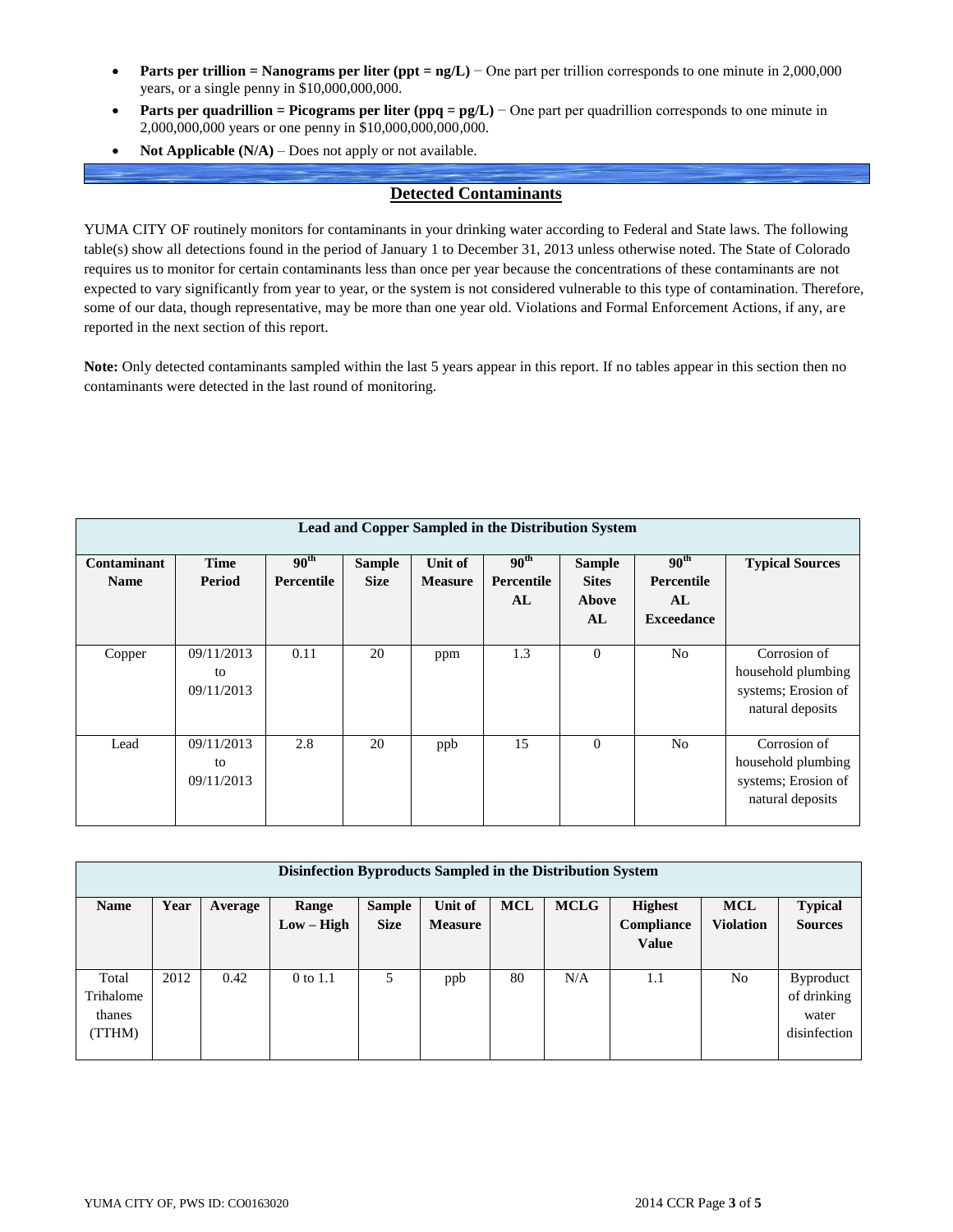- **Parts per trillion = Nanograms per liter (ppt = ng/L)** − One part per trillion corresponds to one minute in 2,000,000 years, or a single penny in $10,000,000,000.
- **Parts per quadrillion = Picograms per liter (ppq = pg/L)** − One part per quadrillion corresponds to one minute in 2,000,000,000 years or one penny in $10,000,000,000,000.
- **Not Applicable (N/A)** – Does not apply or not available.

## Detected Contaminants

YUMA CITY OF routinely monitors for contaminants in your drinking water according to Federal and State laws. The following table(s) show all detections found in the period of January 1 to December 31, 2013 unless otherwise noted. The State of Colorado requires us to monitor for certain contaminants less than once per year because the concentrations of these contaminants are not expected to vary significantly from year to year, or the system is not considered vulnerable to this type of contamination. Therefore, some of our data, though representative, may be more than one year old. Violations and Formal Enforcement Actions, if any, are reported in the next section of this report.

**Note:** Only detected contaminants sampled within the last 5 years appear in this report. If no tables appear in this section then no contaminants were detected in the last round of monitoring.

**Lead and Copper Sampled in the Distribution System**

| Contaminant Name | Time Period | 90th Percentile | Sample Size | Unit of Measure | 90th Percentile AL | Sample Sites Above AL | 90th Percentile AL Exceedance | Typical Sources |
|---|---|---|---|---|---|---|---|---|
| Copper | 09/11/2013 to 09/11/2013 | 0.11 | 20 | ppm | 1.3 | 0 | No | Corrosion of household plumbing systems; Erosion of natural deposits |
| Lead | 09/11/2013 to 09/11/2013 | 2.8 | 20 | ppb | 15 | 0 | No | Corrosion of household plumbing systems; Erosion of natural deposits |

**Disinfection Byproducts Sampled in the Distribution System**

| Name | Year | Average | Range Low – High | Sample Size | Unit of Measure | MCL | MCLG | Highest Compliance Value | MCL Violation | Typical Sources |
|---|---|---|---|---|---|---|---|---|---|---|
| Total Trihalomethanes (TTHM) | 2012 | 0.42 | 0 to 1.1 | 5 | ppb | 80 | N/A | 1.1 | No | Byproduct of drinking water disinfection |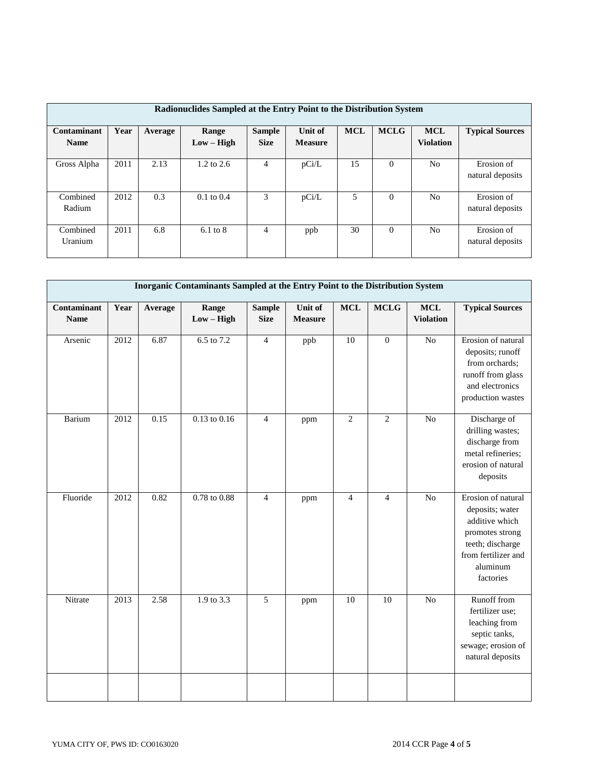| Radionuclides Sampled at the Entry Point to the Distribution System | | | | | | | | | |
|---|---|---|---|---|---|---|---|---|---|
| **Contaminant Name** | **Year** | **Average** | **Range Low – High** | **Sample Size** | **Unit of Measure** | **MCL** | **MCLG** | **MCL Violation** | **Typical Sources** |
| Gross Alpha | 2011 | 2.13 | 1.2 to 2.6 | 4 | pCi/L | 15 | 0 | No | Erosion of natural deposits |
| Combined Radium | 2012 | 0.3 | 0.1 to 0.4 | 3 | pCi/L | 5 | 0 | No | Erosion of natural deposits |
| Combined Uranium | 2011 | 6.8 | 6.1 to 8 | 4 | ppb | 30 | 0 | No | Erosion of natural deposits |

| Inorganic Contaminants Sampled at the Entry Point to the Distribution System | | | | | | | | | |
|---|---|---|---|---|---|---|---|---|---|
| **Contaminant Name** | **Year** | **Average** | **Range Low – High** | **Sample Size** | **Unit of Measure** | **MCL** | **MCLG** | **MCL Violation** | **Typical Sources** |
| Arsenic | 2012 | 6.87 | 6.5 to 7.2 | 4 | ppb | 10 | 0 | No | Erosion of natural deposits; runoff from orchards; runoff from glass and electronics production wastes |
| Barium | 2012 | 0.15 | 0.13 to 0.16 | 4 | ppm | 2 | 2 | No | Discharge of drilling wastes; discharge from metal refineries; erosion of natural deposits |
| Fluoride | 2012 | 0.82 | 0.78 to 0.88 | 4 | ppm | 4 | 4 | No | Erosion of natural deposits; water additive which promotes strong teeth; discharge from fertilizer and aluminum factories |
| Nitrate | 2013 | 2.58 | 1.9 to 3.3 | 5 | ppm | 10 | 10 | No | Runoff from fertilizer use; leaching from septic tanks, sewage; erosion of natural deposits |
| | | | | | | | | | |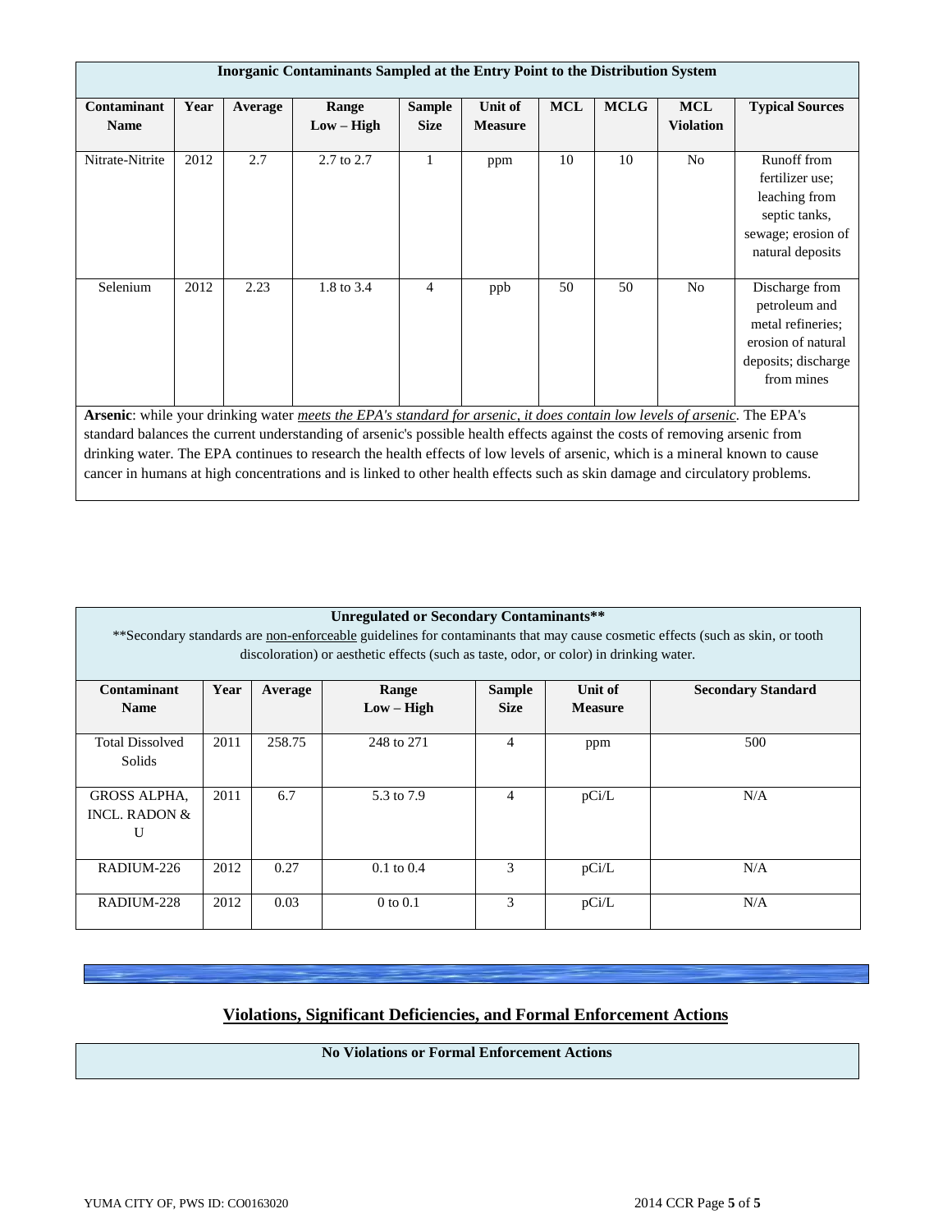| Inorganic Contaminants Sampled at the Entry Point to the Distribution System | | | | | | | | | |
|---|---|---|---|---|---|---|---|---|---|
| **Contaminant Name** | **Year** | **Average** | **Range Low – High** | **Sample Size** | **Unit of Measure** | **MCL** | **MCLG** | **MCL Violation** | **Typical Sources** |
| Nitrate-Nitrite | 2012 | 2.7 | 2.7 to 2.7 | 1 | ppm | 10 | 10 | No | Runoff from fertilizer use; leaching from septic tanks, sewage; erosion of natural deposits |
| Selenium | 2012 | 2.23 | 1.8 to 3.4 | 4 | ppb | 50 | 50 | No | Discharge from petroleum and metal refineries; erosion of natural deposits; discharge from mines |

**Arsenic**: while your drinking water *meets the EPA's standard for arsenic, it does contain low levels of arsenic*. The EPA's standard balances the current understanding of arsenic's possible health effects against the costs of removing arsenic from drinking water. The EPA continues to research the health effects of low levels of arsenic, which is a mineral known to cause cancer in humans at high concentrations and is linked to other health effects such as skin damage and circulatory problems.

**Unregulated or Secondary Contaminants****

**Secondary standards are non-enforceable guidelines for contaminants that may cause cosmetic effects (such as skin, or tooth discoloration) or aesthetic effects (such as taste, odor, or color) in drinking water.

| Contaminant Name | Year | Average | Range Low – High | Sample Size | Unit of Measure | Secondary Standard |
|---|---|---|---|---|---|---|
| Total Dissolved Solids | 2011 | 258.75 | 248 to 271 | 4 | ppm | 500 |
| GROSS ALPHA, INCL. RADON & U | 2011 | 6.7 | 5.3 to 7.9 | 4 | pCi/L | N/A |
| RADIUM-226 | 2012 | 0.27 | 0.1 to 0.4 | 3 | pCi/L | N/A |
| RADIUM-228 | 2012 | 0.03 | 0 to 0.1 | 3 | pCi/L | N/A |

## Violations, Significant Deficiencies, and Formal Enforcement Actions

**No Violations or Formal Enforcement Actions**